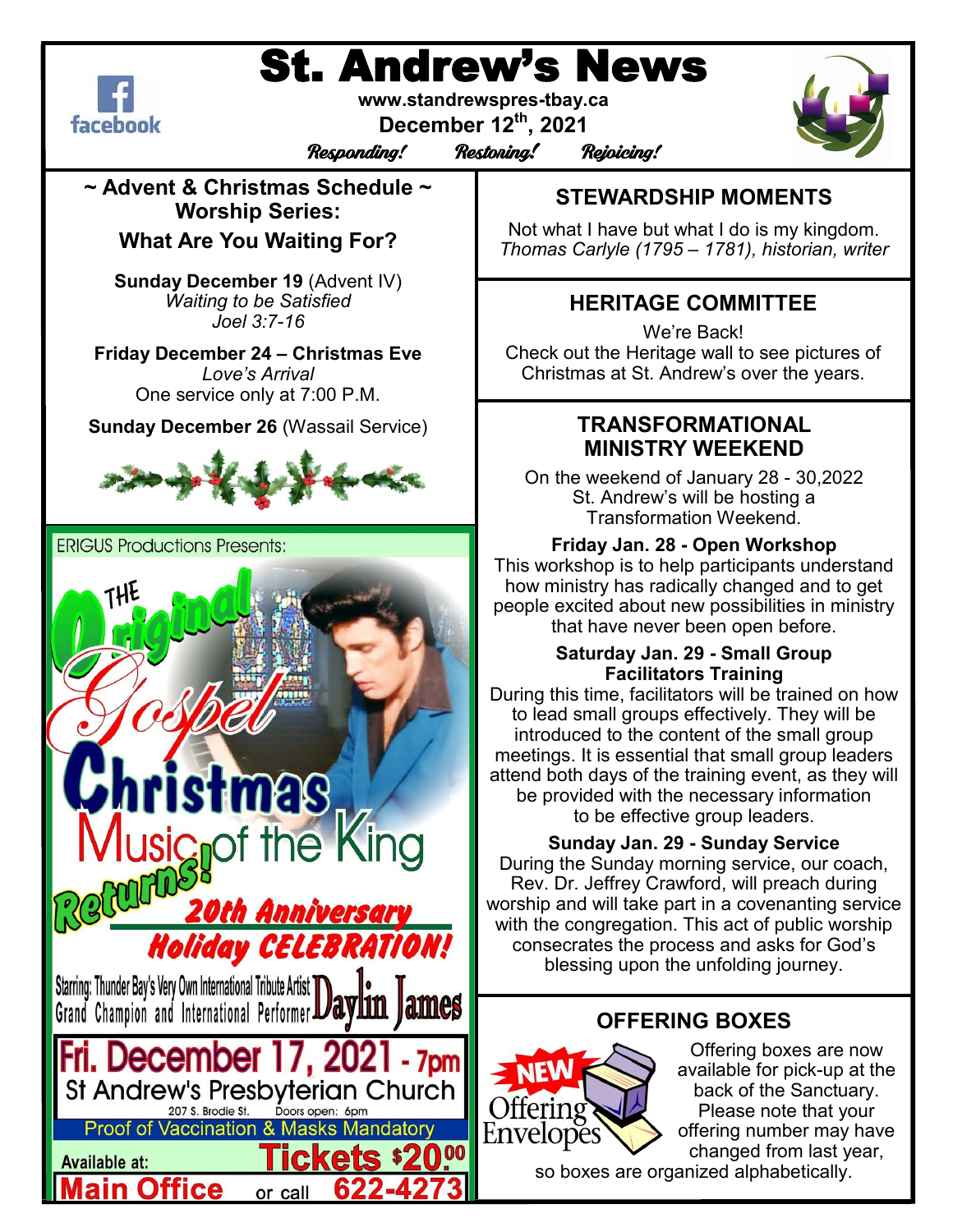# St. Andrew's News

www.standrewspres-tbay.ca

December 12th, 2021

*Responding! Restoring! Rejoicing!*

## ~ Advent & Christmas Schedule ~
## Worship Series:
## What Are You Waiting For?

**Sunday December 19** (Advent IV)
*Waiting to be Satisfied*
*Joel 3:7-16*

**Friday December 24 – Christmas Eve**
*Love's Arrival*
One service only at 7:00 P.M.

**Sunday December 26** (Wassail Service)

ERIGUS Productions Presents:

THE Original Gospel Christmas Music of the King Returns!

20th Anniversary Holiday CELEBRATION!

Starring: Thunder Bay's Very Own International Tribute Artist Grand Champion and International Performer Daylin James

**Fri. December 17, 2021 - 7pm**
St Andrew's Presbyterian Church
207 S. Brodie St. Doors open: 6pm
Proof of Vaccination & Masks Mandatory

**Tickets $20.00**
Available at: **Main Office** or call **622-4273**

## STEWARDSHIP MOMENTS

Not what I have but what I do is my kingdom.
*Thomas Carlyle (1795 – 1781), historian, writer*

## HERITAGE COMMITTEE

We're Back!
Check out the Heritage wall to see pictures of Christmas at St. Andrew's over the years.

## TRANSFORMATIONAL MINISTRY WEEKEND

On the weekend of January 28 - 30,2022 St. Andrew's will be hosting a Transformation Weekend.

**Friday Jan. 28 - Open Workshop**
This workshop is to help participants understand how ministry has radically changed and to get people excited about new possibilities in ministry that have never been open before.

**Saturday Jan. 29 - Small Group Facilitators Training**
During this time, facilitators will be trained on how to lead small groups effectively. They will be introduced to the content of the small group meetings. It is essential that small group leaders attend both days of the training event, as they will be provided with the necessary information to be effective group leaders.

**Sunday Jan. 29 - Sunday Service**
During the Sunday morning service, our coach, Rev. Dr. Jeffrey Crawford, will preach during worship and will take part in a covenanting service with the congregation. This act of public worship consecrates the process and asks for God's blessing upon the unfolding journey.

## OFFERING BOXES

NEW Offering Envelopes

Offering boxes are now available for pick-up at the back of the Sanctuary. Please note that your offering number may have changed from last year, so boxes are organized alphabetically.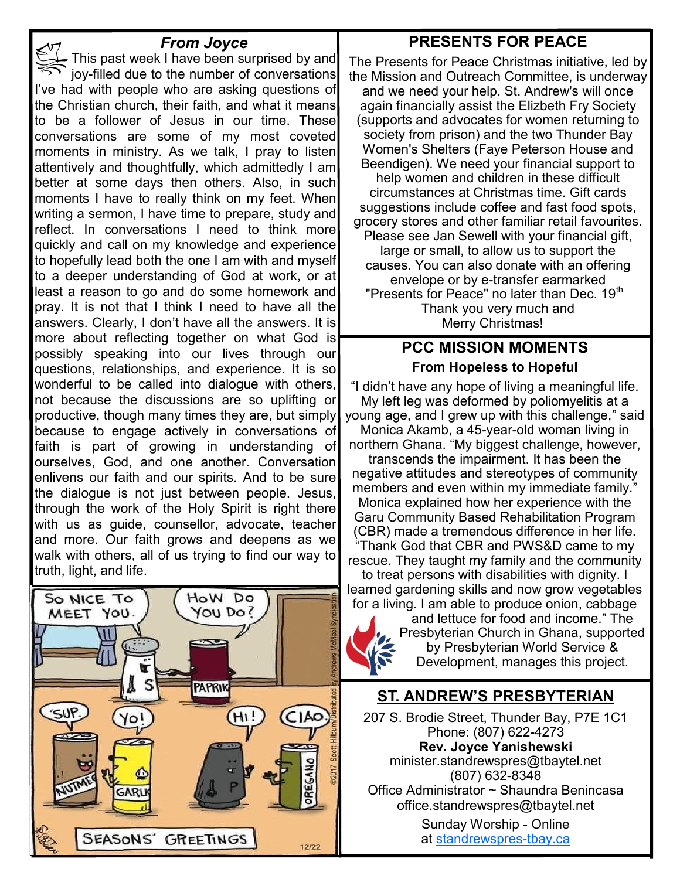## *From Joyce*

This past week I have been surprised by and joy-filled due to the number of conversations I've had with people who are asking questions of the Christian church, their faith, and what it means to be a follower of Jesus in our time. These conversations are some of my most coveted moments in ministry. As we talk, I pray to listen attentively and thoughtfully, which admittedly I am better at some days then others. Also, in such moments I have to really think on my feet. When writing a sermon, I have time to prepare, study and reflect. In conversations I need to think more quickly and call on my knowledge and experience to hopefully lead both the one I am with and myself to a deeper understanding of God at work, or at least a reason to go and do some homework and pray. It is not that I think I need to have all the answers. Clearly, I don't have all the answers. It is more about reflecting together on what God is possibly speaking into our lives through our questions, relationships, and experience. It is so wonderful to be called into dialogue with others, not because the discussions are so uplifting or productive, though many times they are, but simply because to engage actively in conversations of faith is part of growing in understanding of ourselves, God, and one another. Conversation enlivens our faith and our spirits. And to be sure the dialogue is not just between people. Jesus, through the work of the Holy Spirit is right there with us as guide, counsellor, advocate, teacher and more. Our faith grows and deepens as we walk with others, all of us trying to find our way to truth, light, and life.

## PRESENTS FOR PEACE

The Presents for Peace Christmas initiative, led by the Mission and Outreach Committee, is underway and we need your help. St. Andrew's will once again financially assist the Elizbeth Fry Society (supports and advocates for women returning to society from prison) and the two Thunder Bay Women's Shelters (Faye Peterson House and Beendigen). We need your financial support to help women and children in these difficult circumstances at Christmas time. Gift cards suggestions include coffee and fast food spots, grocery stores and other familiar retail favourites. Please see Jan Sewell with your financial gift, large or small, to allow us to support the causes. You can also donate with an offering envelope or by e-transfer earmarked "Presents for Peace" no later than Dec. 19th

Thank you very much and
Merry Christmas!

## PCC MISSION MOMENTS

### From Hopeless to Hopeful

"I didn't have any hope of living a meaningful life. My left leg was deformed by poliomyelitis at a young age, and I grew up with this challenge," said Monica Akamb, a 45-year-old woman living in northern Ghana. "My biggest challenge, however, transcends the impairment. It has been the negative attitudes and stereotypes of community members and even within my immediate family." Monica explained how her experience with the Garu Community Based Rehabilitation Program (CBR) made a tremendous difference in her life. "Thank God that CBR and PWS&D came to my rescue. They taught my family and the community to treat persons with disabilities with dignity. I learned gardening skills and now grow vegetables for a living. I am able to produce onion, cabbage and lettuce for food and income." The Presbyterian Church in Ghana, supported by Presbyterian World Service & Development, manages this project.

## ST. ANDREW'S PRESBYTERIAN

207 S. Brodie Street, Thunder Bay, P7E 1C1
Phone: (807) 622-4273
**Rev. Joyce Yanishewski**
minister.standrewspres@tbaytel.net
(807) 632-8348
Office Administrator ~ Shaundra Benincasa
office.standrewspres@tbaytel.net

Sunday Worship - Online
at standrewspres-tbay.ca